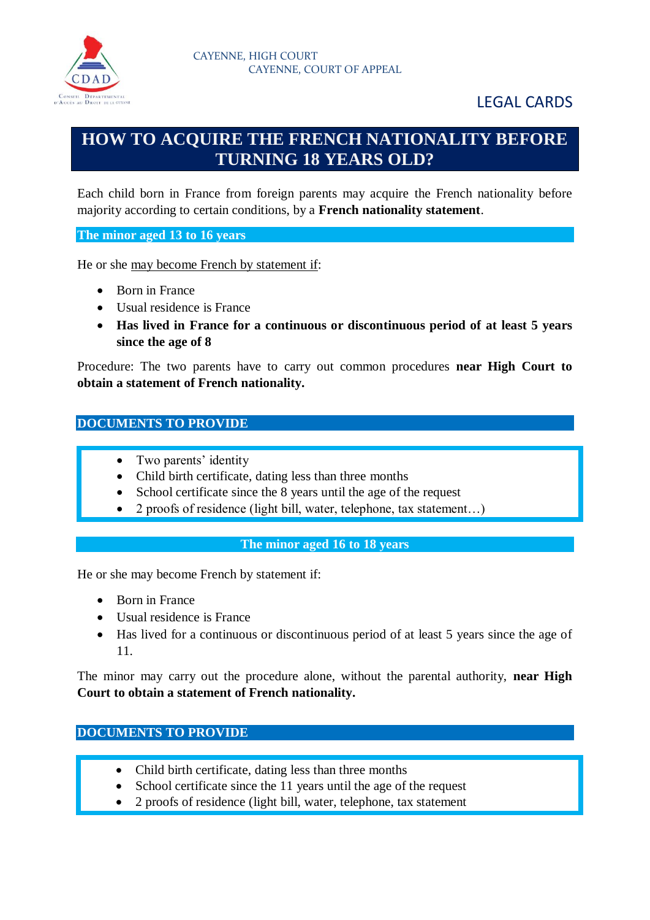CAYENNE, HIGH COURT
CAYENNE, COURT OF APPEAL

LEGAL CARDS

# HOW TO ACQUIRE THE FRENCH NATIONALITY BEFORE TURNING 18 YEARS OLD?

Each child born in France from foreign parents may acquire the French nationality before majority according to certain conditions, by a **French nationality statement**.

## The minor aged 13 to 16 years

He or she may become French by statement if:

- Born in France
- Usual residence is France
- **Has lived in France for a continuous or discontinuous period of at least 5 years since the age of 8**

Procedure: The two parents have to carry out common procedures **near High Court to obtain a statement of French nationality.**

### DOCUMENTS TO PROVIDE

- Two parents' identity
- Child birth certificate, dating less than three months
- School certificate since the 8 years until the age of the request
- 2 proofs of residence (light bill, water, telephone, tax statement…)

## The minor aged 16 to 18 years

He or she may become French by statement if:

- Born in France
- Usual residence is France
- Has lived for a continuous or discontinuous period of at least 5 years since the age of 11.

The minor may carry out the procedure alone, without the parental authority, **near High Court to obtain a statement of French nationality.**

### DOCUMENTS TO PROVIDE

- Child birth certificate, dating less than three months
- School certificate since the 11 years until the age of the request
- 2 proofs of residence (light bill, water, telephone, tax statement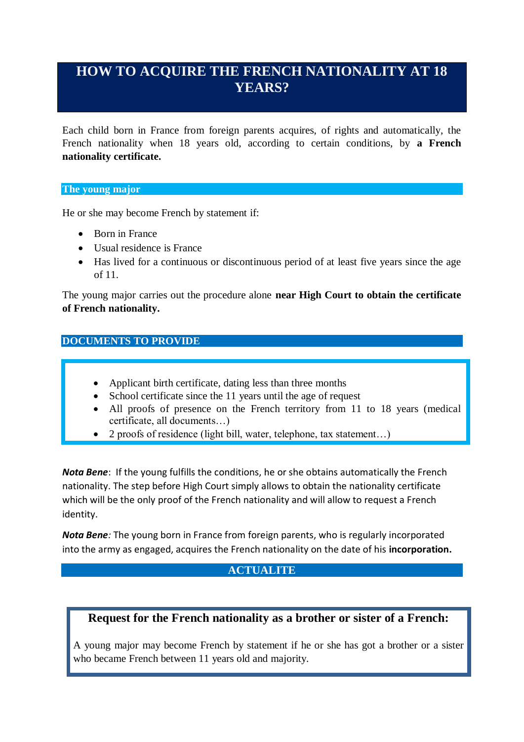# HOW TO ACQUIRE THE FRENCH NATIONALITY AT 18 YEARS?

Each child born in France from foreign parents acquires, of rights and automatically, the French nationality when 18 years old, according to certain conditions, by **a French nationality certificate.**

## The young major

He or she may become French by statement if:

- Born in France
- Usual residence is France
- Has lived for a continuous or discontinuous period of at least five years since the age of 11.

The young major carries out the procedure alone **near High Court to obtain the certificate of French nationality.**

## DOCUMENTS TO PROVIDE

- Applicant birth certificate, dating less than three months
- School certificate since the 11 years until the age of request
- All proofs of presence on the French territory from 11 to 18 years (medical certificate, all documents…)
- 2 proofs of residence (light bill, water, telephone, tax statement…)

***Nota Bene***: If the young fulfills the conditions, he or she obtains automatically the French nationality. The step before High Court simply allows to obtain the nationality certificate which will be the only proof of the French nationality and will allow to request a French identity.

***Nota Bene****:* The young born in France from foreign parents, who is regularly incorporated into the army as engaged, acquires the French nationality on the date of his **incorporation.**

## ACTUALITE

### Request for the French nationality as a brother or sister of a French:

A young major may become French by statement if he or she has got a brother or a sister who became French between 11 years old and majority.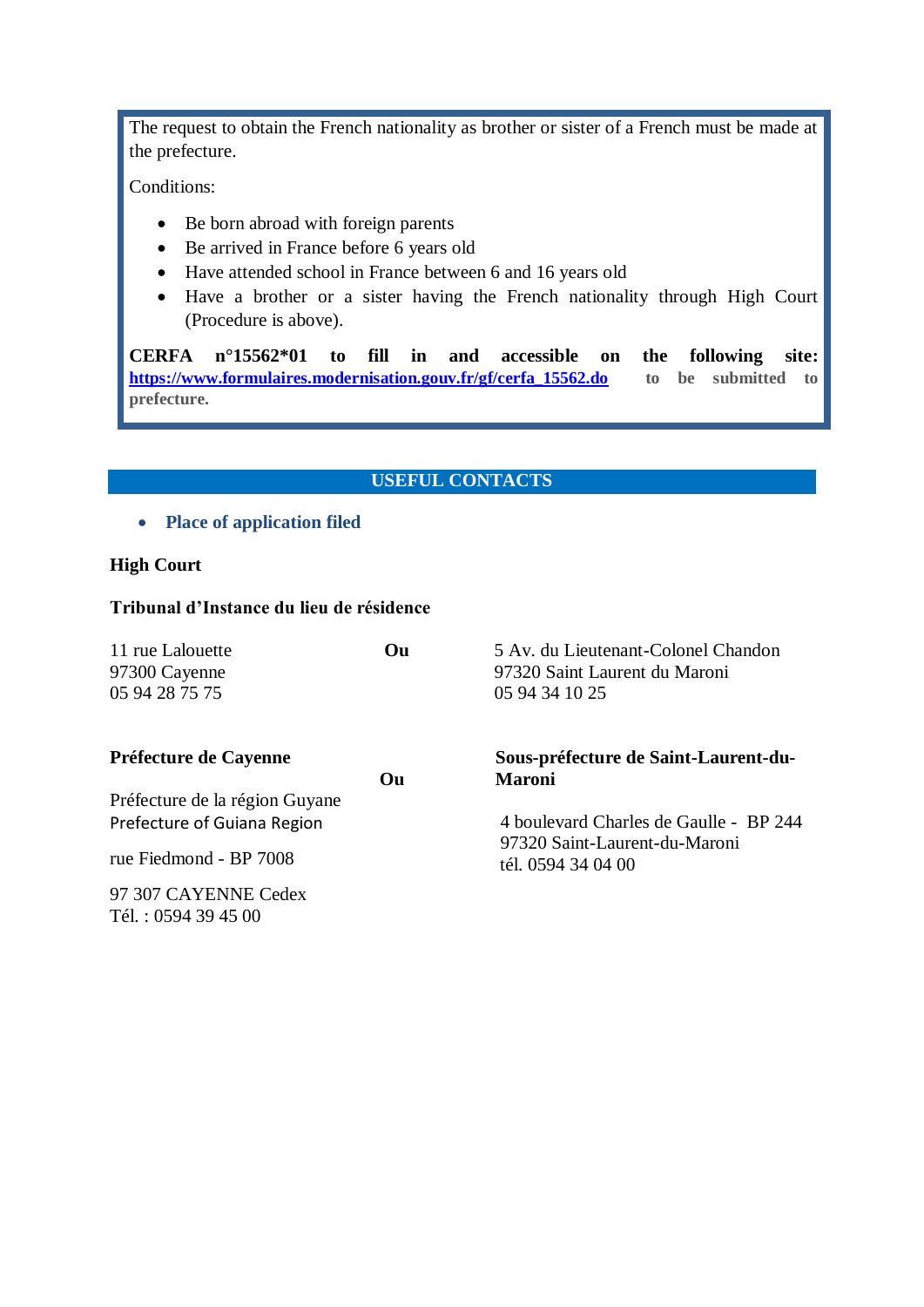The request to obtain the French nationality as brother or sister of a French must be made at the prefecture.

Conditions:

- Be born abroad with foreign parents
- Be arrived in France before 6 years old
- Have attended school in France between 6 and 16 years old
- Have a brother or a sister having the French nationality through High Court (Procedure is above).

**CERFA n°15562*01 to fill in and accessible on the following site: [https://www.formulaires.modernisation.gouv.fr/gf/cerfa_15562.do](https://www.formulaires.modernisation.gouv.fr/gf/cerfa_15562.do) to be submitted to prefecture.**

## USEFUL CONTACTS

- **Place of application filed**

**High Court**

**Tribunal d'Instance du lieu de résidence**

11 rue Lalouette
97300 Cayenne
05 94 28 75 75

**Ou**

5 Av. du Lieutenant-Colonel Chandon
97320 Saint Laurent du Maroni
05 94 34 10 25

**Préfecture de Cayenne**

Préfecture de la région Guyane
Prefecture of Guiana Region

rue Fiedmond - BP 7008

97 307 CAYENNE Cedex
Tél. : 0594 39 45 00

**Ou**

**Sous-préfecture de Saint-Laurent-du-Maroni**

4 boulevard Charles de Gaulle - BP 244
97320 Saint-Laurent-du-Maroni
tél. 0594 34 04 00